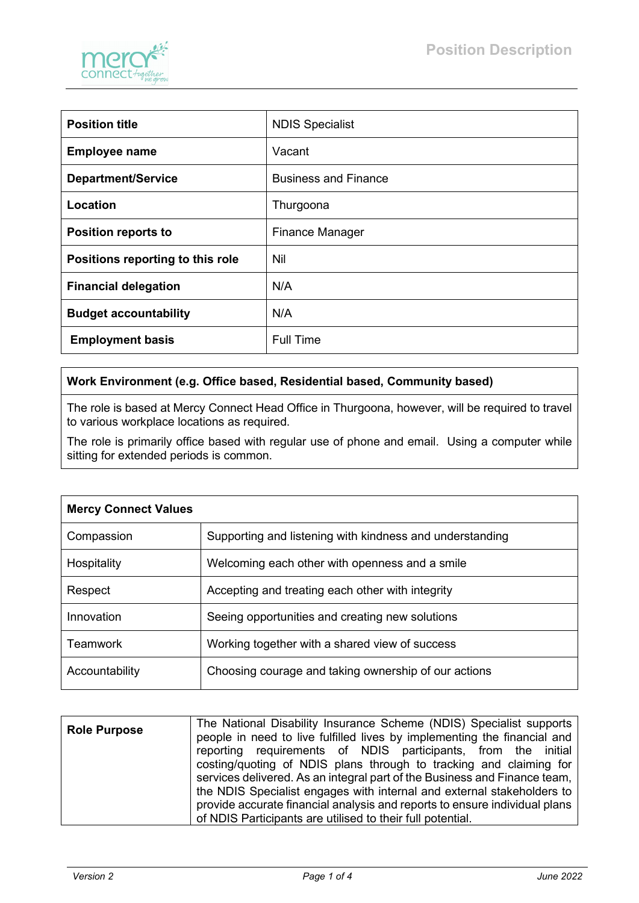# Position Description

| Position title | NDIS Specialist |
|---|---|
| **Employee name** | Vacant |
| **Department/Service** | Business and Finance |
| **Location** | Thurgoona |
| **Position reports to** | Finance Manager |
| **Positions reporting to this role** | Nil |
| **Financial delegation** | N/A |
| **Budget accountability** | N/A |
| **Employment basis** | Full Time |

| Work Environment (e.g. Office based, Residential based, Community based) |
|---|
| The role is based at Mercy Connect Head Office in Thurgoona, however, will be required to travel to various workplace locations as required. The role is primarily office based with regular use of phone and email. Using a computer while sitting for extended periods is common. |

| Mercy Connect Values | |
|---|---|
| Compassion | Supporting and listening with kindness and understanding |
| Hospitality | Welcoming each other with openness and a smile |
| Respect | Accepting and treating each other with integrity |
| Innovation | Seeing opportunities and creating new solutions |
| Teamwork | Working together with a shared view of success |
| Accountability | Choosing courage and taking ownership of our actions |

| Role Purpose | The National Disability Insurance Scheme (NDIS) Specialist supports people in need to live fulfilled lives by implementing the financial and reporting requirements of NDIS participants, from the initial costing/quoting of NDIS plans through to tracking and claiming for services delivered. As an integral part of the Business and Finance team, the NDIS Specialist engages with internal and external stakeholders to provide accurate financial analysis and reports to ensure individual plans of NDIS Participants are utilised to their full potential. |
|---|---|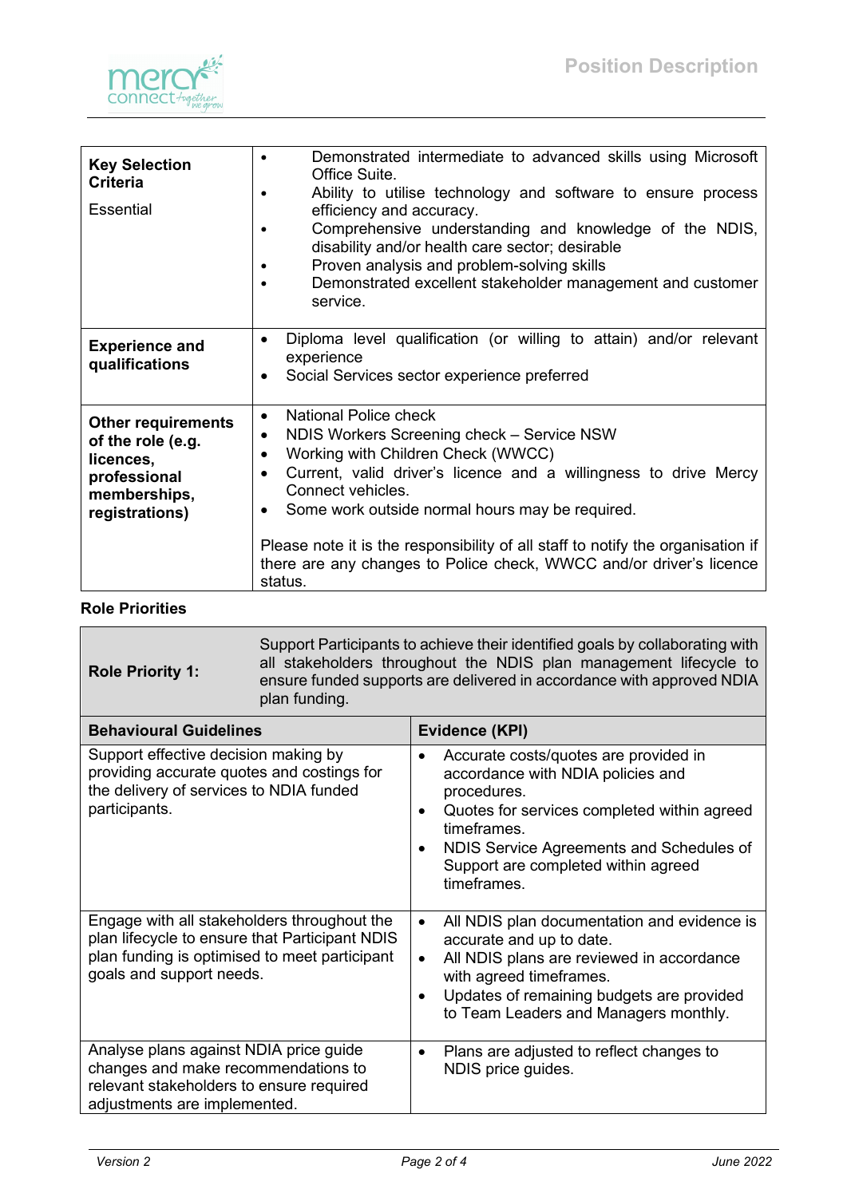| **Key Selection Criteria**<br><br>Essential | • Demonstrated intermediate to advanced skills using Microsoft Office Suite.<br>• Ability to utilise technology and software to ensure process efficiency and accuracy.<br>• Comprehensive understanding and knowledge of the NDIS, disability and/or health care sector; desirable<br>• Proven analysis and problem-solving skills<br>• Demonstrated excellent stakeholder management and customer service. |
|---|---|
| **Experience and qualifications** | • Diploma level qualification (or willing to attain) and/or relevant experience<br>• Social Services sector experience preferred |
| **Other requirements of the role (e.g. licences, professional memberships, registrations)** | • National Police check<br>• NDIS Workers Screening check – Service NSW<br>• Working with Children Check (WWCC)<br>• Current, valid driver's licence and a willingness to drive Mercy Connect vehicles.<br>• Some work outside normal hours may be required.<br><br>Please note it is the responsibility of all staff to notify the organisation if there are any changes to Police check, WWCC and/or driver's licence status. |

**Role Priorities**

| **Role Priority 1:** | Support Participants to achieve their identified goals by collaborating with all stakeholders throughout the NDIS plan management lifecycle to ensure funded supports are delivered in accordance with approved NDIA plan funding. |
|---|---|
| **Behavioural Guidelines** | **Evidence (KPI)** |
| Support effective decision making by providing accurate quotes and costings for the delivery of services to NDIA funded participants. | • Accurate costs/quotes are provided in accordance with NDIA policies and procedures.<br>• Quotes for services completed within agreed timeframes.<br>• NDIS Service Agreements and Schedules of Support are completed within agreed timeframes. |
| Engage with all stakeholders throughout the plan lifecycle to ensure that Participant NDIS plan funding is optimised to meet participant goals and support needs. | • All NDIS plan documentation and evidence is accurate and up to date.<br>• All NDIS plans are reviewed in accordance with agreed timeframes.<br>• Updates of remaining budgets are provided to Team Leaders and Managers monthly. |
| Analyse plans against NDIA price guide changes and make recommendations to relevant stakeholders to ensure required adjustments are implemented. | • Plans are adjusted to reflect changes to NDIS price guides. |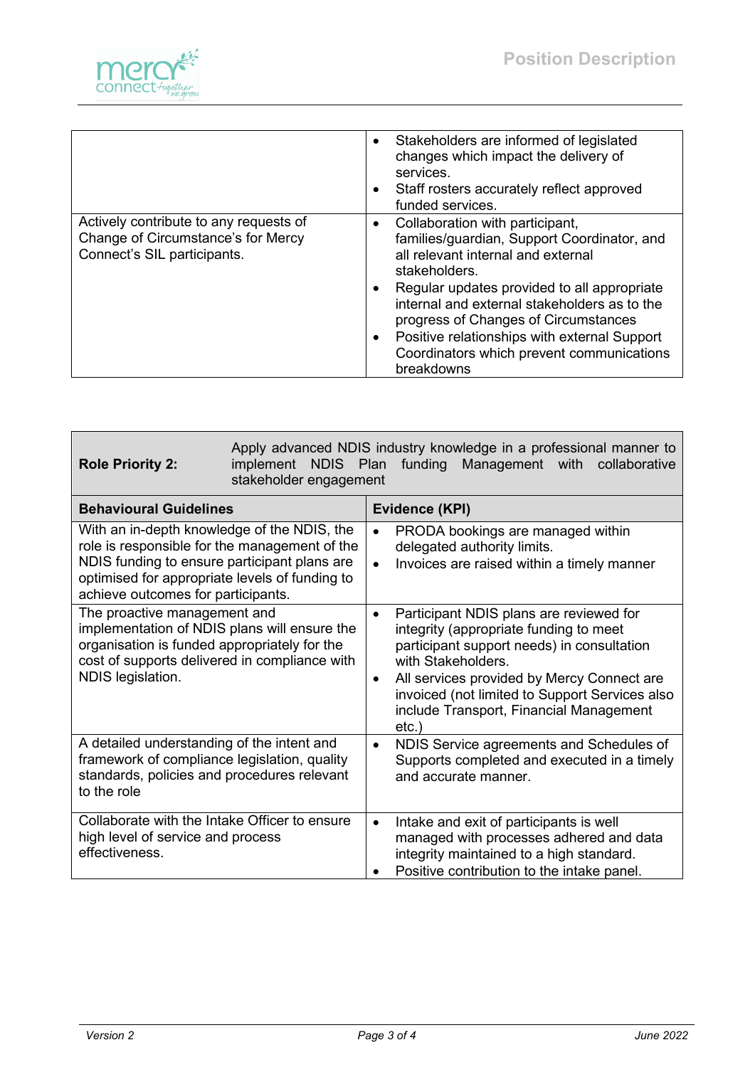| | |
|---|---|
| | • Stakeholders are informed of legislated changes which impact the delivery of services.<br>• Staff rosters accurately reflect approved funded services. |
| Actively contribute to any requests of Change of Circumstance's for Mercy Connect's SIL participants. | • Collaboration with participant, families/guardian, Support Coordinator, and all relevant internal and external stakeholders.<br>• Regular updates provided to all appropriate internal and external stakeholders as to the progress of Changes of Circumstances<br>• Positive relationships with external Support Coordinators which prevent communications breakdowns |

| **Role Priority 2:** | Apply advanced NDIS industry knowledge in a professional manner to implement NDIS Plan funding Management with collaborative stakeholder engagement |
|---|---|
| **Behavioural Guidelines** | **Evidence (KPI)** |
| With an in-depth knowledge of the NDIS, the role is responsible for the management of the NDIS funding to ensure participant plans are optimised for appropriate levels of funding to achieve outcomes for participants. | • PRODA bookings are managed within delegated authority limits.<br>• Invoices are raised within a timely manner |
| The proactive management and implementation of NDIS plans will ensure the organisation is funded appropriately for the cost of supports delivered in compliance with NDIS legislation. | • Participant NDIS plans are reviewed for integrity (appropriate funding to meet participant support needs) in consultation with Stakeholders.<br>• All services provided by Mercy Connect are invoiced (not limited to Support Services also include Transport, Financial Management etc.) |
| A detailed understanding of the intent and framework of compliance legislation, quality standards, policies and procedures relevant to the role | • NDIS Service agreements and Schedules of Supports completed and executed in a timely and accurate manner. |
| Collaborate with the Intake Officer to ensure high level of service and process effectiveness. | • Intake and exit of participants is well managed with processes adhered and data integrity maintained to a high standard.<br>• Positive contribution to the intake panel. |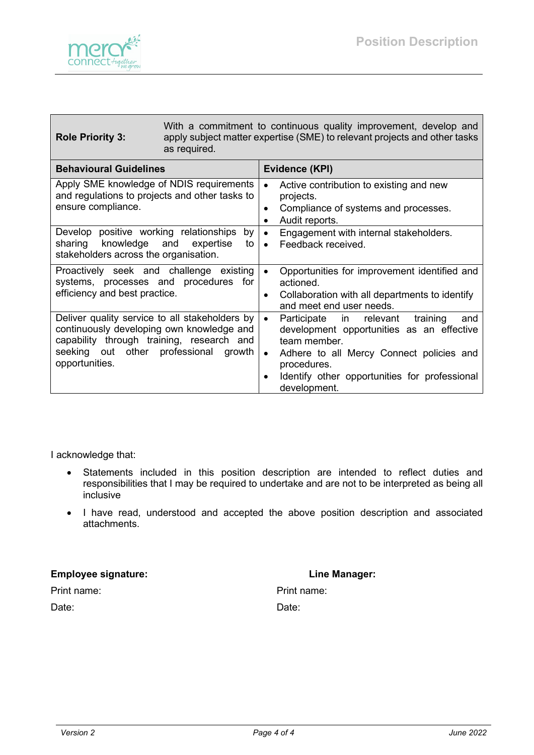| **Role Priority 3:** | With a commitment to continuous quality improvement, develop and apply subject matter expertise (SME) to relevant projects and other tasks as required. |
|---|---|
| **Behavioural Guidelines** | **Evidence (KPI)** |
| Apply SME knowledge of NDIS requirements and regulations to projects and other tasks to ensure compliance. | • Active contribution to existing and new projects.<br>• Compliance of systems and processes.<br>• Audit reports. |
| Develop positive working relationships by sharing knowledge and expertise to stakeholders across the organisation. | • Engagement with internal stakeholders.<br>• Feedback received. |
| Proactively seek and challenge existing systems, processes and procedures for efficiency and best practice. | • Opportunities for improvement identified and actioned.<br>• Collaboration with all departments to identify and meet end user needs. |
| Deliver quality service to all stakeholders by continuously developing own knowledge and capability through training, research and seeking out other professional growth opportunities. | • Participate in relevant training and development opportunities as an effective team member.<br>• Adhere to all Mercy Connect policies and procedures.<br>• Identify other opportunities for professional development. |

I acknowledge that:

- Statements included in this position description are intended to reflect duties and responsibilities that I may be required to undertake and are not to be interpreted as being all inclusive
- I have read, understood and accepted the above position description and associated attachments.

**Employee signature:**

Print name:

Date:

**Line Manager:**

Print name:

Date: